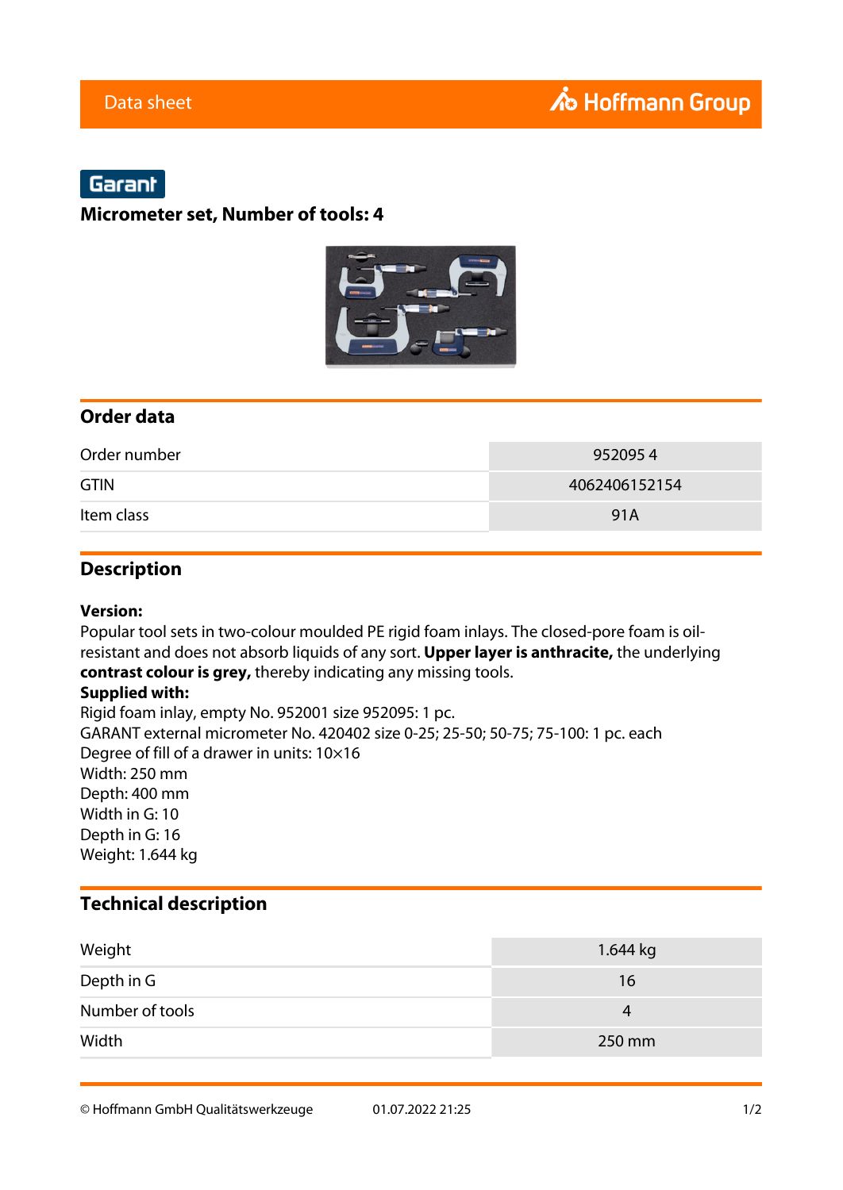Data sheet

Hoffmann Group

Garant

## Micrometer set, Number of tools: 4

## Order data

| | |
|---|---|
| Order number | 952095 4 |
| GTIN | 4062406152154 |
| Item class | 91A |

## Description

**Version:**
Popular tool sets in two-colour moulded PE rigid foam inlays. The closed-pore foam is oil-resistant and does not absorb liquids of any sort. **Upper layer is anthracite,** the underlying **contrast colour is grey,** thereby indicating any missing tools.
**Supplied with:**
Rigid foam inlay, empty No. 952001 size 952095: 1 pc.
GARANT external micrometer No. 420402 size 0-25; 25-50; 50-75; 75-100: 1 pc. each
Degree of fill of a drawer in units: 10×16
Width: 250 mm
Depth: 400 mm
Width in G: 10
Depth in G: 16
Weight: 1.644 kg

## Technical description

| | |
|---|---|
| Weight | 1.644 kg |
| Depth in G | 16 |
| Number of tools | 4 |
| Width | 250 mm |

© Hoffmann GmbH Qualitätswerkzeuge 01.07.2022 21:25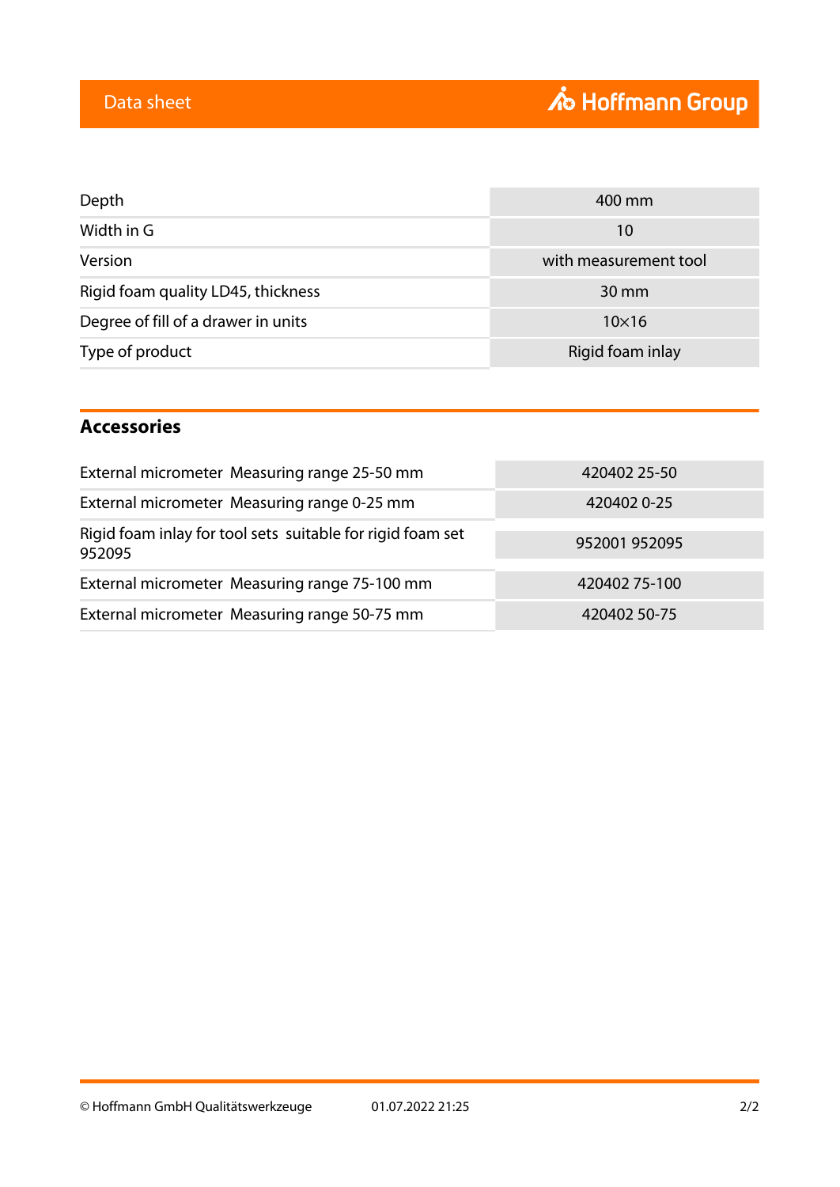| | |
|---|---|
| Depth | 400 mm |
| Width in G | 10 |
| Version | with measurement tool |
| Rigid foam quality LD45, thickness | 30 mm |
| Degree of fill of a drawer in units | 10×16 |
| Type of product | Rigid foam inlay |

## Accessories

| | |
|---|---|
| External micrometer  Measuring range 25-50 mm | 420402 25-50 |
| External micrometer  Measuring range 0-25 mm | 420402 0-25 |
| Rigid foam inlay for tool sets  suitable for rigid foam set 952095 | 952001 952095 |
| External micrometer  Measuring range 75-100 mm | 420402 75-100 |
| External micrometer  Measuring range 50-75 mm | 420402 50-75 |

© Hoffmann GmbH Qualitätswerkzeuge 01.07.2022 21:25